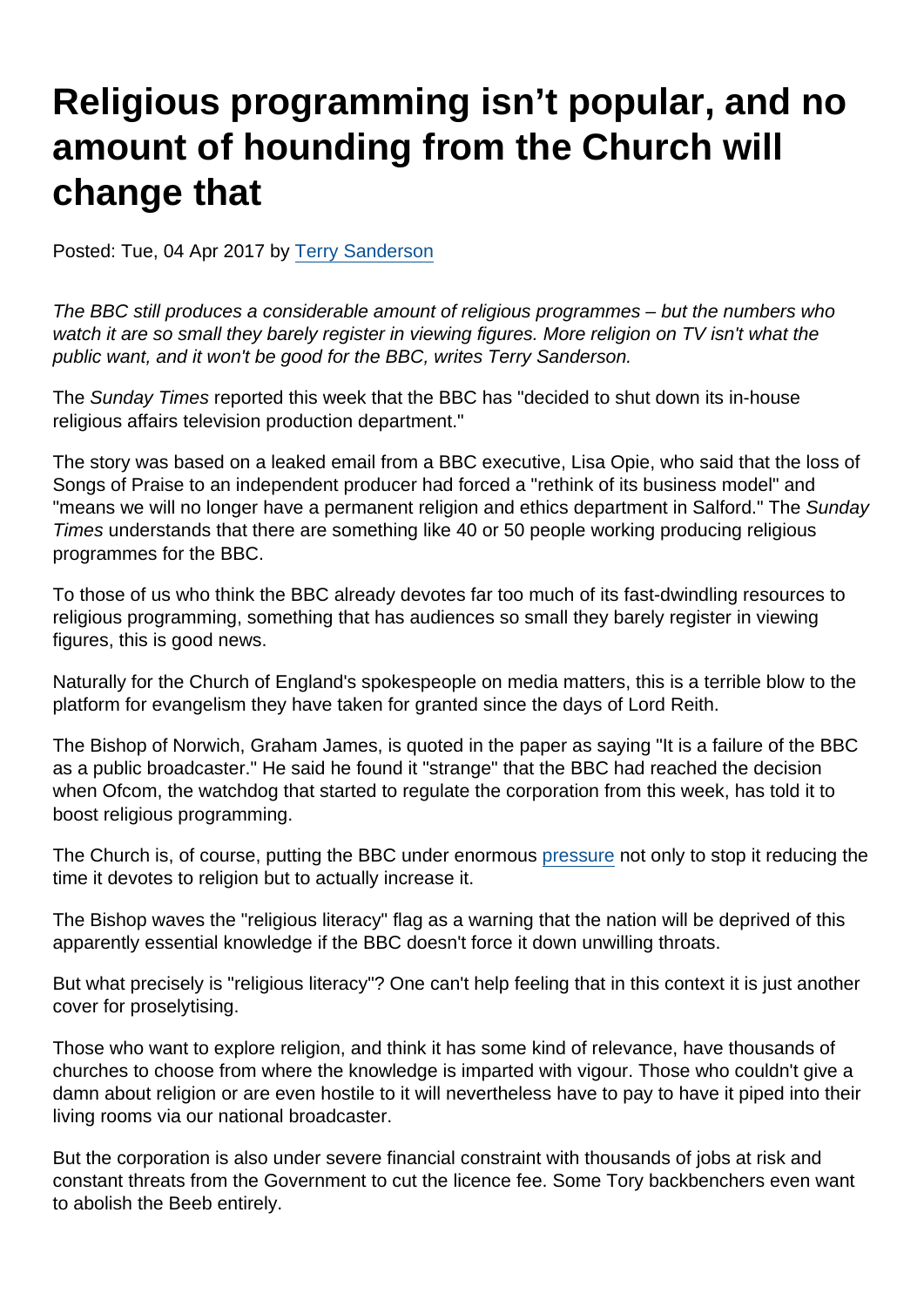# Religious programming isn't popular, and no amount of hounding from the Church will change that

Posted: Tue, 04 Apr 2017 by Terry Sanderson

*The BBC still produces a considerable amount of religious programmes – but the numbers who watch it are so small they barely register in viewing figures. More religion on TV isn't what the public want, and it won't be good for the BBC, writes Terry Sanderson.*

The *Sunday Times* reported this week that the BBC has "decided to shut down its in-house religious affairs television production department."

The story was based on a leaked email from a BBC executive, Lisa Opie, who said that the loss of Songs of Praise to an independent producer had forced a "rethink of its business model" and "means we will no longer have a permanent religion and ethics department in Salford." The *Sunday Times* understands that there are something like 40 or 50 people working producing religious programmes for the BBC.

To those of us who think the BBC already devotes far too much of its fast-dwindling resources to religious programming, something that has audiences so small they barely register in viewing figures, this is good news.

Naturally for the Church of England's spokespeople on media matters, this is a terrible blow to the platform for evangelism they have taken for granted since the days of Lord Reith.

The Bishop of Norwich, Graham James, is quoted in the paper as saying "It is a failure of the BBC as a public broadcaster." He said he found it "strange" that the BBC had reached the decision when Ofcom, the watchdog that started to regulate the corporation from this week, has told it to boost religious programming.

The Church is, of course, putting the BBC under enormous pressure not only to stop it reducing the time it devotes to religion but to actually increase it.

The Bishop waves the "religious literacy" flag as a warning that the nation will be deprived of this apparently essential knowledge if the BBC doesn't force it down unwilling throats.

But what precisely is "religious literacy"? One can't help feeling that in this context it is just another cover for proselytising.

Those who want to explore religion, and think it has some kind of relevance, have thousands of churches to choose from where the knowledge is imparted with vigour. Those who couldn't give a damn about religion or are even hostile to it will nevertheless have to pay to have it piped into their living rooms via our national broadcaster.

But the corporation is also under severe financial constraint with thousands of jobs at risk and constant threats from the Government to cut the licence fee. Some Tory backbenchers even want to abolish the Beeb entirely.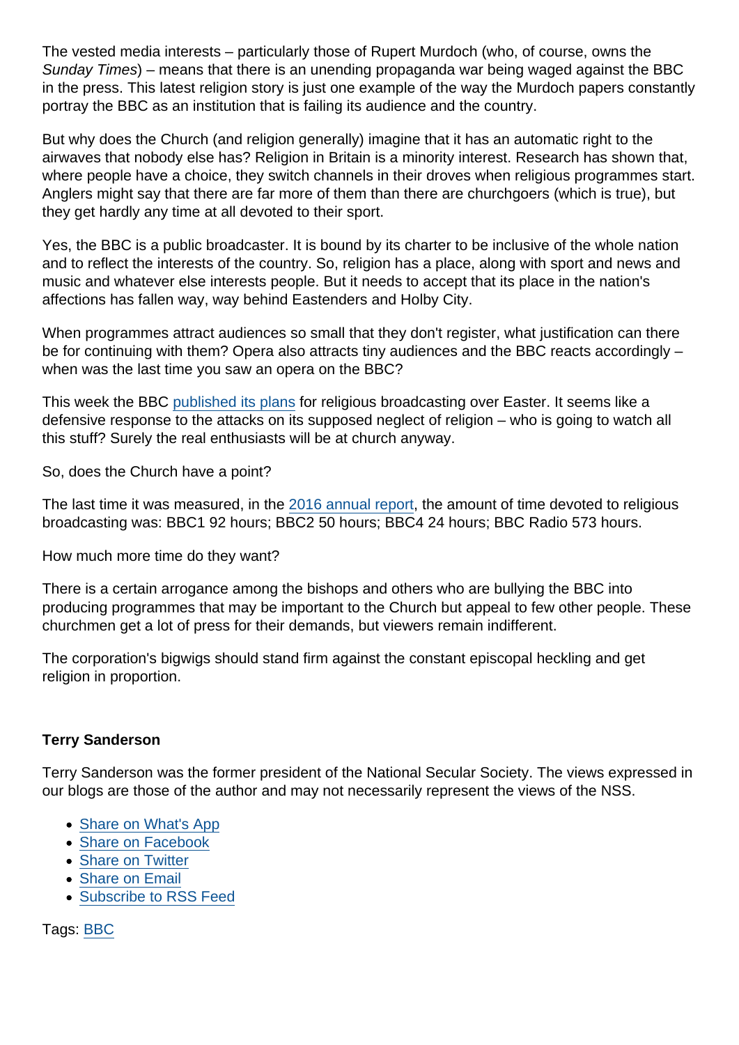The vested media interests – particularly those of Rupert Murdoch (who, of course, owns the *Sunday Times*) – means that there is an unending propaganda war being waged against the BBC in the press. This latest religion story is just one example of the way the Murdoch papers constantly portray the BBC as an institution that is failing its audience and the country.

But why does the Church (and religion generally) imagine that it has an automatic right to the airwaves that nobody else has? Religion in Britain is a minority interest. Research has shown that, where people have a choice, they switch channels in their droves when religious programmes start. Anglers might say that there are far more of them than there are churchgoers (which is true), but they get hardly any time at all devoted to their sport.

Yes, the BBC is a public broadcaster. It is bound by its charter to be inclusive of the whole nation and to reflect the interests of the country. So, religion has a place, along with sport and news and music and whatever else interests people. But it needs to accept that its place in the nation's affections has fallen way, way behind Eastenders and Holby City.

When programmes attract audiences so small that they don't register, what justification can there be for continuing with them? Opera also attracts tiny audiences and the BBC reacts accordingly – when was the last time you saw an opera on the BBC?

This week the BBC [published its plans] for religious broadcasting over Easter. It seems like a defensive response to the attacks on its supposed neglect of religion – who is going to watch all this stuff? Surely the real enthusiasts will be at church anyway.

So, does the Church have a point?

The last time it was measured, in the [2016 annual report], the amount of time devoted to religious broadcasting was: BBC1 92 hours; BBC2 50 hours; BBC4 24 hours; BBC Radio 573 hours.

How much more time do they want?

There is a certain arrogance among the bishops and others who are bullying the BBC into producing programmes that may be important to the Church but appeal to few other people. These churchmen get a lot of press for their demands, but viewers remain indifferent.

The corporation's bigwigs should stand firm against the constant episcopal heckling and get religion in proportion.

**Terry Sanderson**

Terry Sanderson was the former president of the National Secular Society. The views expressed in our blogs are those of the author and may not necessarily represent the views of the NSS.

- Share on What's App
- Share on Facebook
- Share on Twitter
- Share on Email
- Subscribe to RSS Feed

Tags: BBC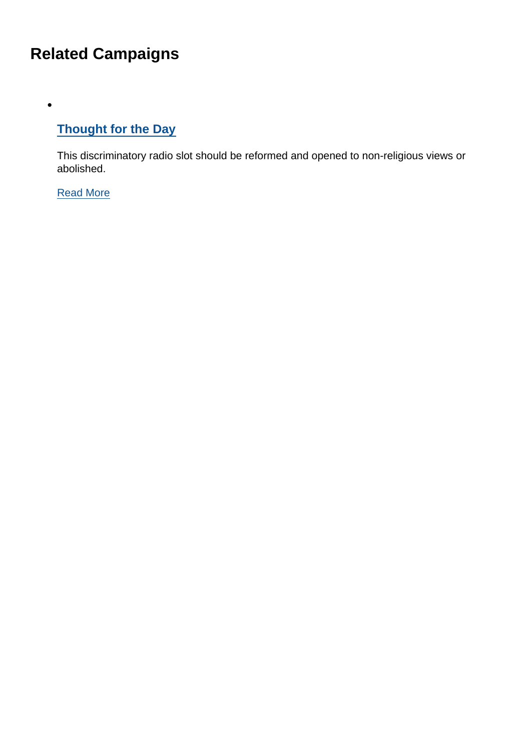## Related Campaigns

- ### [Thought for the Day]

  This discriminatory radio slot should be reformed and opened to non-religious views or abolished.

  [Read More]